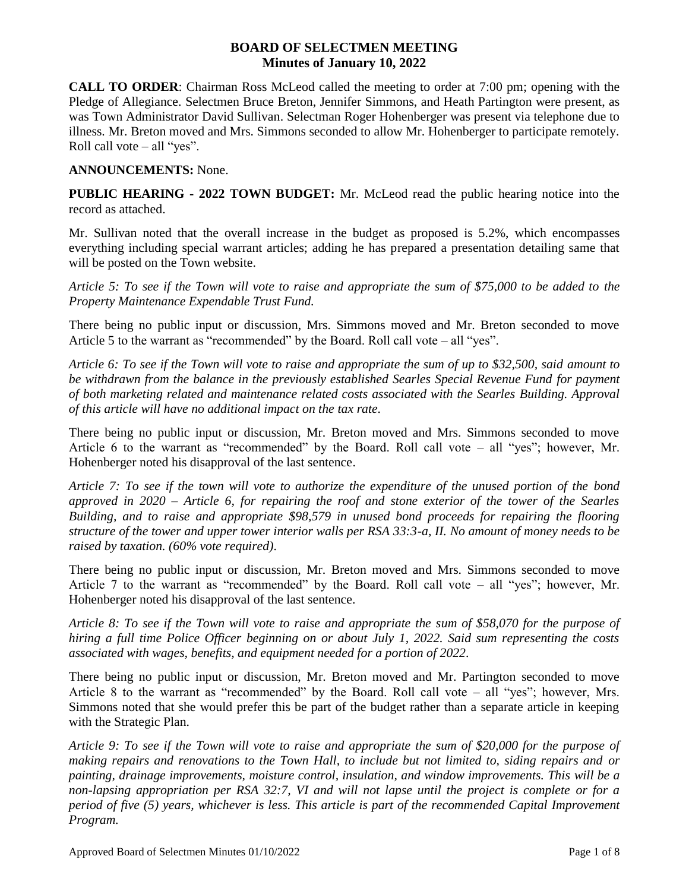# BOARD OF SELECTMEN MEETING
## Minutes of January 10, 2022

**CALL TO ORDER**: Chairman Ross McLeod called the meeting to order at 7:00 pm; opening with the Pledge of Allegiance. Selectmen Bruce Breton, Jennifer Simmons, and Heath Partington were present, as was Town Administrator David Sullivan. Selectman Roger Hohenberger was present via telephone due to illness. Mr. Breton moved and Mrs. Simmons seconded to allow Mr. Hohenberger to participate remotely. Roll call vote – all "yes".

**ANNOUNCEMENTS:** None.

**PUBLIC HEARING - 2022 TOWN BUDGET:** Mr. McLeod read the public hearing notice into the record as attached.

Mr. Sullivan noted that the overall increase in the budget as proposed is 5.2%, which encompasses everything including special warrant articles; adding he has prepared a presentation detailing same that will be posted on the Town website.

*Article 5: To see if the Town will vote to raise and appropriate the sum of $75,000 to be added to the Property Maintenance Expendable Trust Fund.*

There being no public input or discussion, Mrs. Simmons moved and Mr. Breton seconded to move Article 5 to the warrant as "recommended" by the Board. Roll call vote – all "yes".

*Article 6: To see if the Town will vote to raise and appropriate the sum of up to $32,500, said amount to be withdrawn from the balance in the previously established Searles Special Revenue Fund for payment of both marketing related and maintenance related costs associated with the Searles Building. Approval of this article will have no additional impact on the tax rate.*

There being no public input or discussion, Mr. Breton moved and Mrs. Simmons seconded to move Article 6 to the warrant as "recommended" by the Board. Roll call vote – all "yes"; however, Mr. Hohenberger noted his disapproval of the last sentence.

*Article 7: To see if the town will vote to authorize the expenditure of the unused portion of the bond approved in 2020 – Article 6, for repairing the roof and stone exterior of the tower of the Searles Building, and to raise and appropriate $98,579 in unused bond proceeds for repairing the flooring structure of the tower and upper tower interior walls per RSA 33:3-a, II. No amount of money needs to be raised by taxation. (60% vote required).*

There being no public input or discussion, Mr. Breton moved and Mrs. Simmons seconded to move Article 7 to the warrant as "recommended" by the Board. Roll call vote – all "yes"; however, Mr. Hohenberger noted his disapproval of the last sentence.

*Article 8: To see if the Town will vote to raise and appropriate the sum of $58,070 for the purpose of hiring a full time Police Officer beginning on or about July 1, 2022. Said sum representing the costs associated with wages, benefits, and equipment needed for a portion of 2022.*

There being no public input or discussion, Mr. Breton moved and Mr. Partington seconded to move Article 8 to the warrant as "recommended" by the Board. Roll call vote – all "yes"; however, Mrs. Simmons noted that she would prefer this be part of the budget rather than a separate article in keeping with the Strategic Plan.

*Article 9: To see if the Town will vote to raise and appropriate the sum of $20,000 for the purpose of making repairs and renovations to the Town Hall, to include but not limited to, siding repairs and or painting, drainage improvements, moisture control, insulation, and window improvements. This will be a non-lapsing appropriation per RSA 32:7, VI and will not lapse until the project is complete or for a period of five (5) years, whichever is less. This article is part of the recommended Capital Improvement Program.*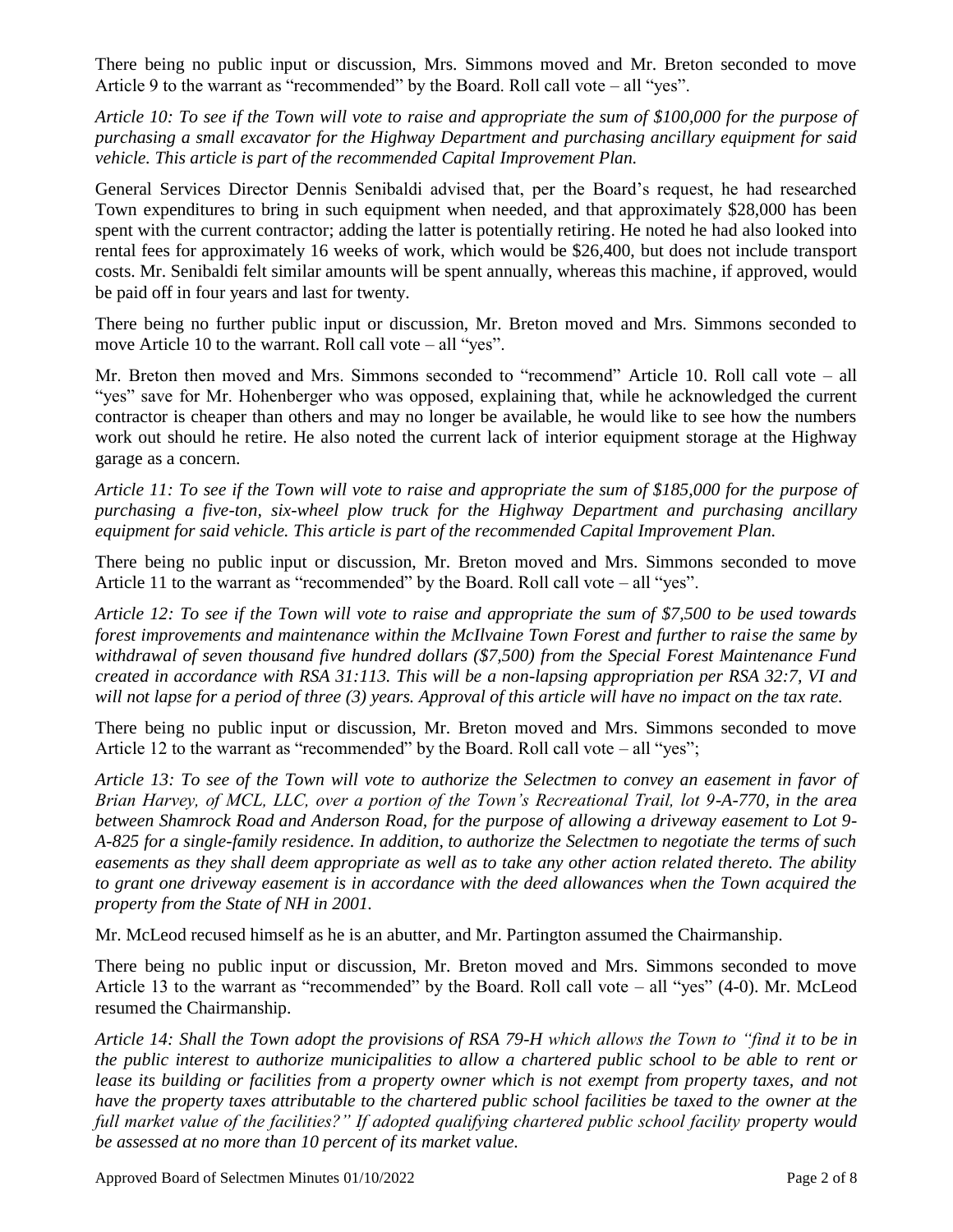There being no public input or discussion, Mrs. Simmons moved and Mr. Breton seconded to move Article 9 to the warrant as "recommended" by the Board. Roll call vote – all "yes".

*Article 10: To see if the Town will vote to raise and appropriate the sum of $100,000 for the purpose of purchasing a small excavator for the Highway Department and purchasing ancillary equipment for said vehicle. This article is part of the recommended Capital Improvement Plan.*

General Services Director Dennis Senibaldi advised that, per the Board's request, he had researched Town expenditures to bring in such equipment when needed, and that approximately $28,000 has been spent with the current contractor; adding the latter is potentially retiring. He noted he had also looked into rental fees for approximately 16 weeks of work, which would be $26,400, but does not include transport costs. Mr. Senibaldi felt similar amounts will be spent annually, whereas this machine, if approved, would be paid off in four years and last for twenty.

There being no further public input or discussion, Mr. Breton moved and Mrs. Simmons seconded to move Article 10 to the warrant. Roll call vote – all "yes".

Mr. Breton then moved and Mrs. Simmons seconded to "recommend" Article 10. Roll call vote – all "yes" save for Mr. Hohenberger who was opposed, explaining that, while he acknowledged the current contractor is cheaper than others and may no longer be available, he would like to see how the numbers work out should he retire. He also noted the current lack of interior equipment storage at the Highway garage as a concern.

*Article 11: To see if the Town will vote to raise and appropriate the sum of $185,000 for the purpose of purchasing a five-ton, six-wheel plow truck for the Highway Department and purchasing ancillary equipment for said vehicle. This article is part of the recommended Capital Improvement Plan.*

There being no public input or discussion, Mr. Breton moved and Mrs. Simmons seconded to move Article 11 to the warrant as "recommended" by the Board. Roll call vote – all "yes".

*Article 12: To see if the Town will vote to raise and appropriate the sum of $7,500 to be used towards forest improvements and maintenance within the McIlvaine Town Forest and further to raise the same by withdrawal of seven thousand five hundred dollars ($7,500) from the Special Forest Maintenance Fund created in accordance with RSA 31:113. This will be a non-lapsing appropriation per RSA 32:7, VI and will not lapse for a period of three (3) years. Approval of this article will have no impact on the tax rate.*

There being no public input or discussion, Mr. Breton moved and Mrs. Simmons seconded to move Article 12 to the warrant as "recommended" by the Board. Roll call vote – all "yes";

*Article 13: To see of the Town will vote to authorize the Selectmen to convey an easement in favor of Brian Harvey, of MCL, LLC, over a portion of the Town's Recreational Trail, lot 9-A-770, in the area between Shamrock Road and Anderson Road, for the purpose of allowing a driveway easement to Lot 9-A-825 for a single-family residence. In addition, to authorize the Selectmen to negotiate the terms of such easements as they shall deem appropriate as well as to take any other action related thereto. The ability to grant one driveway easement is in accordance with the deed allowances when the Town acquired the property from the State of NH in 2001.*

Mr. McLeod recused himself as he is an abutter, and Mr. Partington assumed the Chairmanship.

There being no public input or discussion, Mr. Breton moved and Mrs. Simmons seconded to move Article 13 to the warrant as "recommended" by the Board. Roll call vote – all "yes" (4-0). Mr. McLeod resumed the Chairmanship.

*Article 14: Shall the Town adopt the provisions of RSA 79-H which allows the Town to "find it to be in the public interest to authorize municipalities to allow a chartered public school to be able to rent or lease its building or facilities from a property owner which is not exempt from property taxes, and not have the property taxes attributable to the chartered public school facilities be taxed to the owner at the full market value of the facilities?" If adopted qualifying chartered public school facility property would be assessed at no more than 10 percent of its market value.*

Approved Board of Selectmen Minutes 01/10/2022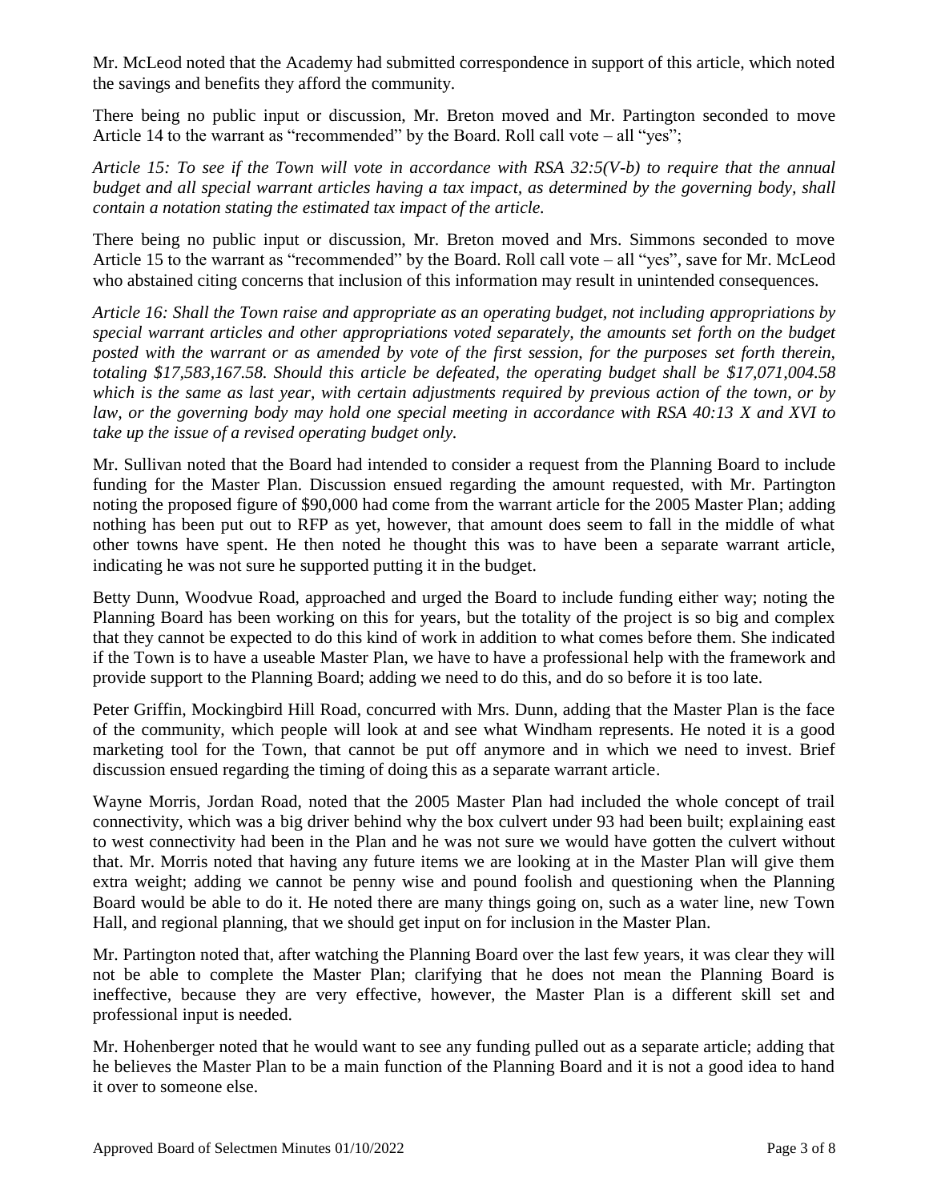Mr. McLeod noted that the Academy had submitted correspondence in support of this article, which noted the savings and benefits they afford the community.

There being no public input or discussion, Mr. Breton moved and Mr. Partington seconded to move Article 14 to the warrant as "recommended" by the Board. Roll call vote – all "yes";

*Article 15: To see if the Town will vote in accordance with RSA 32:5(V-b) to require that the annual budget and all special warrant articles having a tax impact, as determined by the governing body, shall contain a notation stating the estimated tax impact of the article.*

There being no public input or discussion, Mr. Breton moved and Mrs. Simmons seconded to move Article 15 to the warrant as "recommended" by the Board. Roll call vote – all "yes", save for Mr. McLeod who abstained citing concerns that inclusion of this information may result in unintended consequences.

*Article 16: Shall the Town raise and appropriate as an operating budget, not including appropriations by special warrant articles and other appropriations voted separately, the amounts set forth on the budget posted with the warrant or as amended by vote of the first session, for the purposes set forth therein, totaling $17,583,167.58. Should this article be defeated, the operating budget shall be $17,071,004.58 which is the same as last year, with certain adjustments required by previous action of the town, or by law, or the governing body may hold one special meeting in accordance with RSA 40:13 X and XVI to take up the issue of a revised operating budget only.*

Mr. Sullivan noted that the Board had intended to consider a request from the Planning Board to include funding for the Master Plan. Discussion ensued regarding the amount requested, with Mr. Partington noting the proposed figure of $90,000 had come from the warrant article for the 2005 Master Plan; adding nothing has been put out to RFP as yet, however, that amount does seem to fall in the middle of what other towns have spent. He then noted he thought this was to have been a separate warrant article, indicating he was not sure he supported putting it in the budget.

Betty Dunn, Woodvue Road, approached and urged the Board to include funding either way; noting the Planning Board has been working on this for years, but the totality of the project is so big and complex that they cannot be expected to do this kind of work in addition to what comes before them. She indicated if the Town is to have a useable Master Plan, we have to have a professional help with the framework and provide support to the Planning Board; adding we need to do this, and do so before it is too late.

Peter Griffin, Mockingbird Hill Road, concurred with Mrs. Dunn, adding that the Master Plan is the face of the community, which people will look at and see what Windham represents. He noted it is a good marketing tool for the Town, that cannot be put off anymore and in which we need to invest. Brief discussion ensued regarding the timing of doing this as a separate warrant article.

Wayne Morris, Jordan Road, noted that the 2005 Master Plan had included the whole concept of trail connectivity, which was a big driver behind why the box culvert under 93 had been built; explaining east to west connectivity had been in the Plan and he was not sure we would have gotten the culvert without that. Mr. Morris noted that having any future items we are looking at in the Master Plan will give them extra weight; adding we cannot be penny wise and pound foolish and questioning when the Planning Board would be able to do it. He noted there are many things going on, such as a water line, new Town Hall, and regional planning, that we should get input on for inclusion in the Master Plan.

Mr. Partington noted that, after watching the Planning Board over the last few years, it was clear they will not be able to complete the Master Plan; clarifying that he does not mean the Planning Board is ineffective, because they are very effective, however, the Master Plan is a different skill set and professional input is needed.

Mr. Hohenberger noted that he would want to see any funding pulled out as a separate article; adding that he believes the Master Plan to be a main function of the Planning Board and it is not a good idea to hand it over to someone else.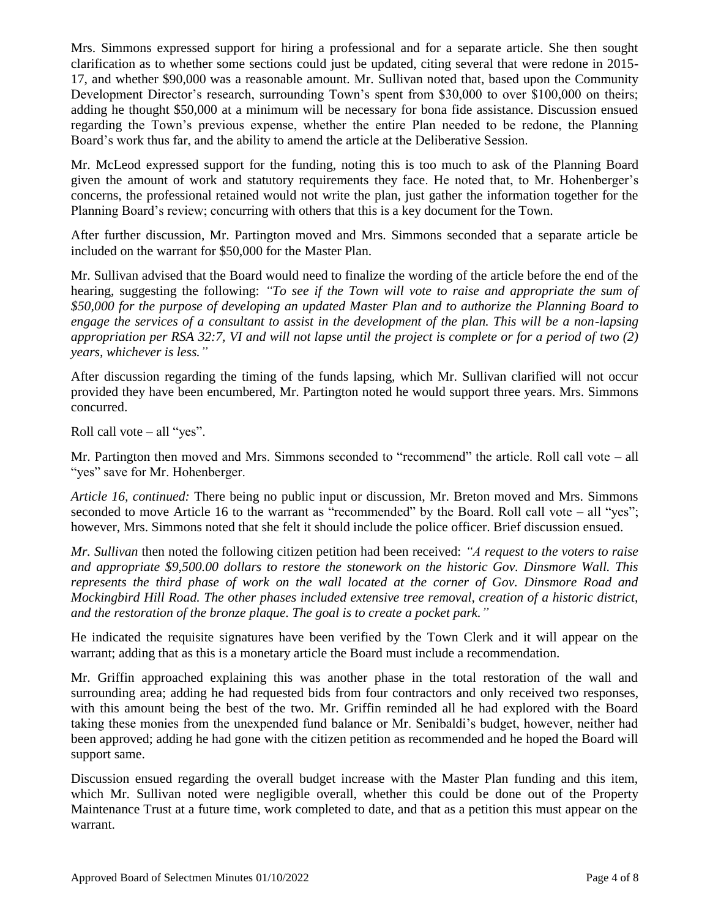Mrs. Simmons expressed support for hiring a professional and for a separate article. She then sought clarification as to whether some sections could just be updated, citing several that were redone in 2015-17, and whether $90,000 was a reasonable amount. Mr. Sullivan noted that, based upon the Community Development Director's research, surrounding Town's spent from $30,000 to over $100,000 on theirs; adding he thought $50,000 at a minimum will be necessary for bona fide assistance. Discussion ensued regarding the Town's previous expense, whether the entire Plan needed to be redone, the Planning Board's work thus far, and the ability to amend the article at the Deliberative Session.

Mr. McLeod expressed support for the funding, noting this is too much to ask of the Planning Board given the amount of work and statutory requirements they face. He noted that, to Mr. Hohenberger's concerns, the professional retained would not write the plan, just gather the information together for the Planning Board's review; concurring with others that this is a key document for the Town.

After further discussion, Mr. Partington moved and Mrs. Simmons seconded that a separate article be included on the warrant for $50,000 for the Master Plan.

Mr. Sullivan advised that the Board would need to finalize the wording of the article before the end of the hearing, suggesting the following: *"To see if the Town will vote to raise and appropriate the sum of $50,000 for the purpose of developing an updated Master Plan and to authorize the Planning Board to engage the services of a consultant to assist in the development of the plan. This will be a non-lapsing appropriation per RSA 32:7, VI and will not lapse until the project is complete or for a period of two (2) years, whichever is less."*

After discussion regarding the timing of the funds lapsing, which Mr. Sullivan clarified will not occur provided they have been encumbered, Mr. Partington noted he would support three years. Mrs. Simmons concurred.

Roll call vote – all "yes".

Mr. Partington then moved and Mrs. Simmons seconded to "recommend" the article. Roll call vote – all "yes" save for Mr. Hohenberger.

*Article 16, continued:* There being no public input or discussion, Mr. Breton moved and Mrs. Simmons seconded to move Article 16 to the warrant as "recommended" by the Board. Roll call vote – all "yes"; however, Mrs. Simmons noted that she felt it should include the police officer. Brief discussion ensued.

*Mr. Sullivan* then noted the following citizen petition had been received: *"A request to the voters to raise and appropriate $9,500.00 dollars to restore the stonework on the historic Gov. Dinsmore Wall. This represents the third phase of work on the wall located at the corner of Gov. Dinsmore Road and Mockingbird Hill Road. The other phases included extensive tree removal, creation of a historic district, and the restoration of the bronze plaque. The goal is to create a pocket park."*

He indicated the requisite signatures have been verified by the Town Clerk and it will appear on the warrant; adding that as this is a monetary article the Board must include a recommendation.

Mr. Griffin approached explaining this was another phase in the total restoration of the wall and surrounding area; adding he had requested bids from four contractors and only received two responses, with this amount being the best of the two. Mr. Griffin reminded all he had explored with the Board taking these monies from the unexpended fund balance or Mr. Senibaldi's budget, however, neither had been approved; adding he had gone with the citizen petition as recommended and he hoped the Board will support same.

Discussion ensued regarding the overall budget increase with the Master Plan funding and this item, which Mr. Sullivan noted were negligible overall, whether this could be done out of the Property Maintenance Trust at a future time, work completed to date, and that as a petition this must appear on the warrant.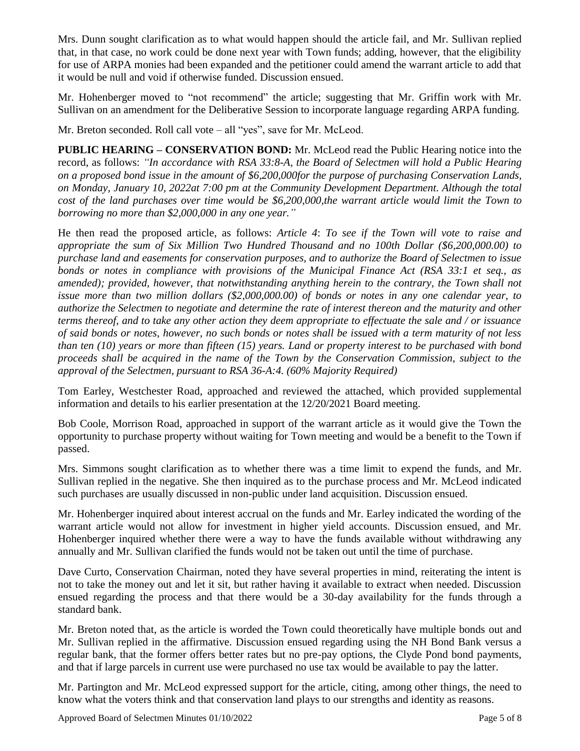Mrs. Dunn sought clarification as to what would happen should the article fail, and Mr. Sullivan replied that, in that case, no work could be done next year with Town funds; adding, however, that the eligibility for use of ARPA monies had been expanded and the petitioner could amend the warrant article to add that it would be null and void if otherwise funded. Discussion ensued.

Mr. Hohenberger moved to "not recommend" the article; suggesting that Mr. Griffin work with Mr. Sullivan on an amendment for the Deliberative Session to incorporate language regarding ARPA funding.

Mr. Breton seconded. Roll call vote – all "yes", save for Mr. McLeod.

**PUBLIC HEARING – CONSERVATION BOND:** Mr. McLeod read the Public Hearing notice into the record, as follows: *"In accordance with RSA 33:8-A, the Board of Selectmen will hold a Public Hearing on a proposed bond issue in the amount of $6,200,000for the purpose of purchasing Conservation Lands, on Monday, January 10, 2022at 7:00 pm at the Community Development Department. Although the total cost of the land purchases over time would be $6,200,000,the warrant article would limit the Town to borrowing no more than $2,000,000 in any one year."*

He then read the proposed article, as follows: *Article 4*: *To see if the Town will vote to raise and appropriate the sum of Six Million Two Hundred Thousand and no 100th Dollar ($6,200,000.00) to purchase land and easements for conservation purposes, and to authorize the Board of Selectmen to issue bonds or notes in compliance with provisions of the Municipal Finance Act (RSA 33:1 et seq., as amended); provided, however, that notwithstanding anything herein to the contrary, the Town shall not issue more than two million dollars ($2,000,000.00) of bonds or notes in any one calendar year, to authorize the Selectmen to negotiate and determine the rate of interest thereon and the maturity and other terms thereof, and to take any other action they deem appropriate to effectuate the sale and / or issuance of said bonds or notes, however, no such bonds or notes shall be issued with a term maturity of not less than ten (10) years or more than fifteen (15) years. Land or property interest to be purchased with bond proceeds shall be acquired in the name of the Town by the Conservation Commission, subject to the approval of the Selectmen, pursuant to RSA 36-A:4. (60% Majority Required)*

Tom Earley, Westchester Road, approached and reviewed the attached, which provided supplemental information and details to his earlier presentation at the 12/20/2021 Board meeting.

Bob Coole, Morrison Road, approached in support of the warrant article as it would give the Town the opportunity to purchase property without waiting for Town meeting and would be a benefit to the Town if passed.

Mrs. Simmons sought clarification as to whether there was a time limit to expend the funds, and Mr. Sullivan replied in the negative. She then inquired as to the purchase process and Mr. McLeod indicated such purchases are usually discussed in non-public under land acquisition. Discussion ensued.

Mr. Hohenberger inquired about interest accrual on the funds and Mr. Earley indicated the wording of the warrant article would not allow for investment in higher yield accounts. Discussion ensued, and Mr. Hohenberger inquired whether there were a way to have the funds available without withdrawing any annually and Mr. Sullivan clarified the funds would not be taken out until the time of purchase.

Dave Curto, Conservation Chairman, noted they have several properties in mind, reiterating the intent is not to take the money out and let it sit, but rather having it available to extract when needed. Discussion ensued regarding the process and that there would be a 30-day availability for the funds through a standard bank.

Mr. Breton noted that, as the article is worded the Town could theoretically have multiple bonds out and Mr. Sullivan replied in the affirmative. Discussion ensued regarding using the NH Bond Bank versus a regular bank, that the former offers better rates but no pre-pay options, the Clyde Pond bond payments, and that if large parcels in current use were purchased no use tax would be available to pay the latter.

Mr. Partington and Mr. McLeod expressed support for the article, citing, among other things, the need to know what the voters think and that conservation land plays to our strengths and identity as reasons.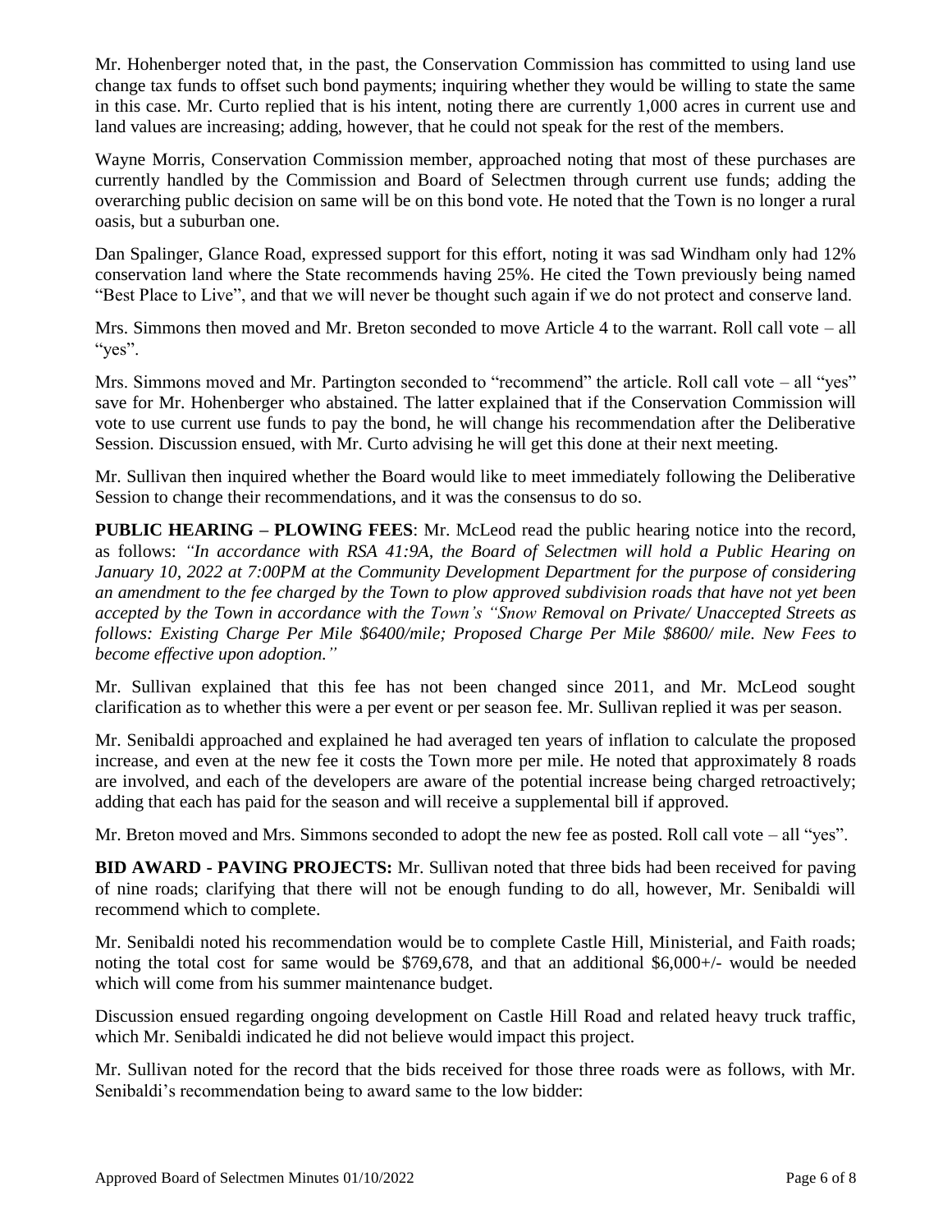Mr. Hohenberger noted that, in the past, the Conservation Commission has committed to using land use change tax funds to offset such bond payments; inquiring whether they would be willing to state the same in this case. Mr. Curto replied that is his intent, noting there are currently 1,000 acres in current use and land values are increasing; adding, however, that he could not speak for the rest of the members.

Wayne Morris, Conservation Commission member, approached noting that most of these purchases are currently handled by the Commission and Board of Selectmen through current use funds; adding the overarching public decision on same will be on this bond vote. He noted that the Town is no longer a rural oasis, but a suburban one.

Dan Spalinger, Glance Road, expressed support for this effort, noting it was sad Windham only had 12% conservation land where the State recommends having 25%. He cited the Town previously being named "Best Place to Live", and that we will never be thought such again if we do not protect and conserve land.

Mrs. Simmons then moved and Mr. Breton seconded to move Article 4 to the warrant. Roll call vote – all "yes".

Mrs. Simmons moved and Mr. Partington seconded to "recommend" the article. Roll call vote – all "yes" save for Mr. Hohenberger who abstained. The latter explained that if the Conservation Commission will vote to use current use funds to pay the bond, he will change his recommendation after the Deliberative Session. Discussion ensued, with Mr. Curto advising he will get this done at their next meeting.

Mr. Sullivan then inquired whether the Board would like to meet immediately following the Deliberative Session to change their recommendations, and it was the consensus to do so.

**PUBLIC HEARING – PLOWING FEES**: Mr. McLeod read the public hearing notice into the record, as follows: *"In accordance with RSA 41:9A, the Board of Selectmen will hold a Public Hearing on January 10, 2022 at 7:00PM at the Community Development Department for the purpose of considering an amendment to the fee charged by the Town to plow approved subdivision roads that have not yet been accepted by the Town in accordance with the Town's "Snow Removal on Private/ Unaccepted Streets as follows: Existing Charge Per Mile $6400/mile; Proposed Charge Per Mile $8600/ mile. New Fees to become effective upon adoption."*

Mr. Sullivan explained that this fee has not been changed since 2011, and Mr. McLeod sought clarification as to whether this were a per event or per season fee. Mr. Sullivan replied it was per season.

Mr. Senibaldi approached and explained he had averaged ten years of inflation to calculate the proposed increase, and even at the new fee it costs the Town more per mile. He noted that approximately 8 roads are involved, and each of the developers are aware of the potential increase being charged retroactively; adding that each has paid for the season and will receive a supplemental bill if approved.

Mr. Breton moved and Mrs. Simmons seconded to adopt the new fee as posted. Roll call vote – all "yes".

**BID AWARD - PAVING PROJECTS:** Mr. Sullivan noted that three bids had been received for paving of nine roads; clarifying that there will not be enough funding to do all, however, Mr. Senibaldi will recommend which to complete.

Mr. Senibaldi noted his recommendation would be to complete Castle Hill, Ministerial, and Faith roads; noting the total cost for same would be $769,678, and that an additional $6,000+/- would be needed which will come from his summer maintenance budget.

Discussion ensued regarding ongoing development on Castle Hill Road and related heavy truck traffic, which Mr. Senibaldi indicated he did not believe would impact this project.

Mr. Sullivan noted for the record that the bids received for those three roads were as follows, with Mr. Senibaldi's recommendation being to award same to the low bidder: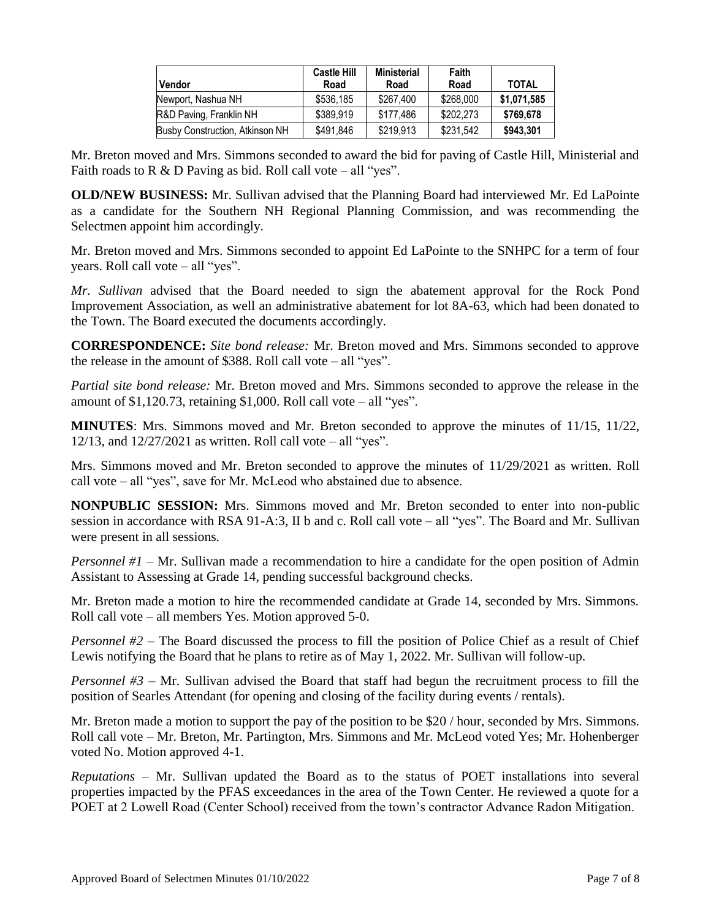| Vendor | Castle Hill Road | Ministerial Road | Faith Road | TOTAL |
|---|---|---|---|---|
| Newport, Nashua NH | $536,185 | $267,400 | $268,000 | **$1,071,585** |
| R&D Paving, Franklin NH | $389,919 | $177,486 | $202,273 | **$769,678** |
| Busby Construction, Atkinson NH | $491,846 | $219,913 | $231,542 | **$943,301** |

Mr. Breton moved and Mrs. Simmons seconded to award the bid for paving of Castle Hill, Ministerial and Faith roads to R & D Paving as bid. Roll call vote – all "yes".

**OLD/NEW BUSINESS:** Mr. Sullivan advised that the Planning Board had interviewed Mr. Ed LaPointe as a candidate for the Southern NH Regional Planning Commission, and was recommending the Selectmen appoint him accordingly.

Mr. Breton moved and Mrs. Simmons seconded to appoint Ed LaPointe to the SNHPC for a term of four years. Roll call vote – all "yes".

*Mr. Sullivan* advised that the Board needed to sign the abatement approval for the Rock Pond Improvement Association, as well an administrative abatement for lot 8A-63, which had been donated to the Town. The Board executed the documents accordingly.

**CORRESPONDENCE:** *Site bond release:* Mr. Breton moved and Mrs. Simmons seconded to approve the release in the amount of $388. Roll call vote – all "yes".

*Partial site bond release:* Mr. Breton moved and Mrs. Simmons seconded to approve the release in the amount of $1,120.73, retaining $1,000. Roll call vote – all "yes".

**MINUTES**: Mrs. Simmons moved and Mr. Breton seconded to approve the minutes of 11/15, 11/22, 12/13, and 12/27/2021 as written. Roll call vote – all "yes".

Mrs. Simmons moved and Mr. Breton seconded to approve the minutes of 11/29/2021 as written. Roll call vote – all "yes", save for Mr. McLeod who abstained due to absence.

**NONPUBLIC SESSION:** Mrs. Simmons moved and Mr. Breton seconded to enter into non-public session in accordance with RSA 91-A:3, II b and c. Roll call vote – all "yes". The Board and Mr. Sullivan were present in all sessions.

*Personnel #1* – Mr. Sullivan made a recommendation to hire a candidate for the open position of Admin Assistant to Assessing at Grade 14, pending successful background checks.

Mr. Breton made a motion to hire the recommended candidate at Grade 14, seconded by Mrs. Simmons. Roll call vote – all members Yes. Motion approved 5-0.

*Personnel #2* – The Board discussed the process to fill the position of Police Chief as a result of Chief Lewis notifying the Board that he plans to retire as of May 1, 2022. Mr. Sullivan will follow-up.

*Personnel #3* – Mr. Sullivan advised the Board that staff had begun the recruitment process to fill the position of Searles Attendant (for opening and closing of the facility during events / rentals).

Mr. Breton made a motion to support the pay of the position to be $20 / hour, seconded by Mrs. Simmons. Roll call vote – Mr. Breton, Mr. Partington, Mrs. Simmons and Mr. McLeod voted Yes; Mr. Hohenberger voted No. Motion approved 4-1.

*Reputations* – Mr. Sullivan updated the Board as to the status of POET installations into several properties impacted by the PFAS exceedances in the area of the Town Center. He reviewed a quote for a POET at 2 Lowell Road (Center School) received from the town's contractor Advance Radon Mitigation.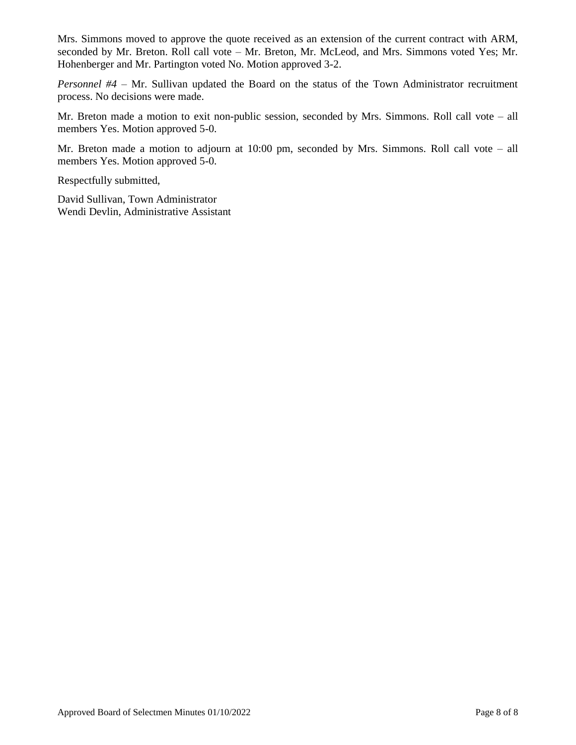Mrs. Simmons moved to approve the quote received as an extension of the current contract with ARM, seconded by Mr. Breton. Roll call vote – Mr. Breton, Mr. McLeod, and Mrs. Simmons voted Yes; Mr. Hohenberger and Mr. Partington voted No. Motion approved 3-2.

*Personnel #4* – Mr. Sullivan updated the Board on the status of the Town Administrator recruitment process. No decisions were made.

Mr. Breton made a motion to exit non-public session, seconded by Mrs. Simmons. Roll call vote – all members Yes. Motion approved 5-0.

Mr. Breton made a motion to adjourn at 10:00 pm, seconded by Mrs. Simmons. Roll call vote – all members Yes. Motion approved 5-0.

Respectfully submitted,

David Sullivan, Town Administrator
Wendi Devlin, Administrative Assistant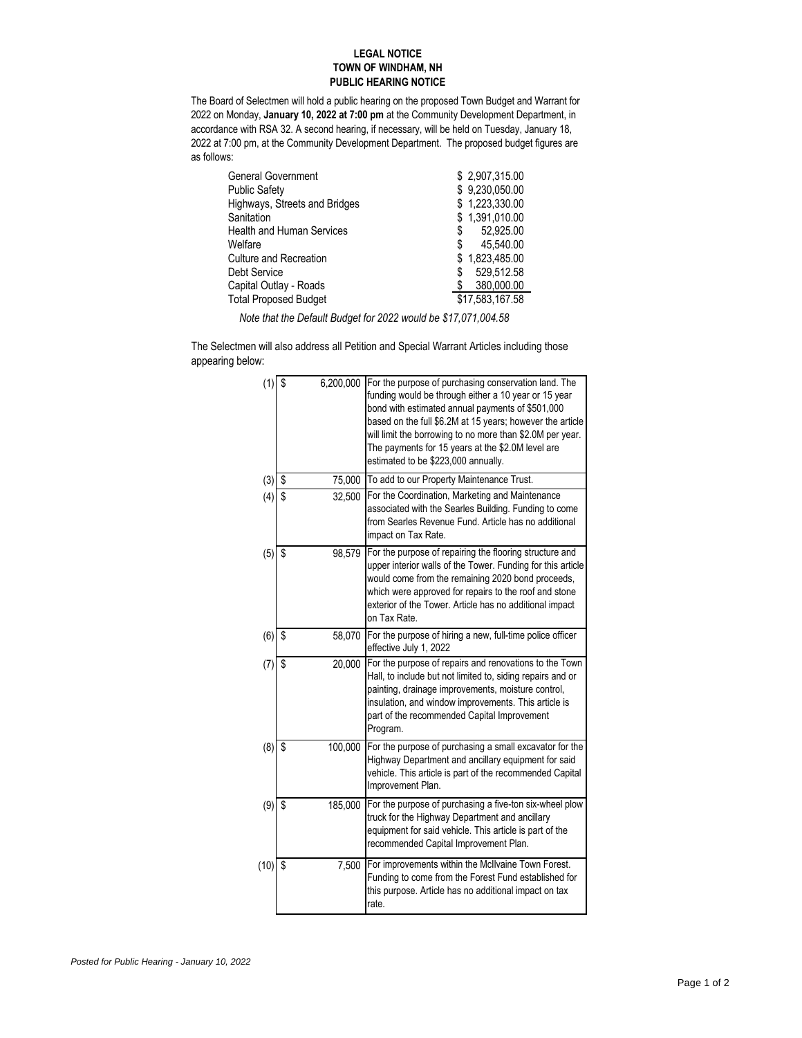**LEGAL NOTICE**
**TOWN OF WINDHAM, NH**
**PUBLIC HEARING NOTICE**

The Board of Selectmen will hold a public hearing on the proposed Town Budget and Warrant for 2022 on Monday, **January 10, 2022 at 7:00 pm** at the Community Development Department, in accordance with RSA 32. A second hearing, if necessary, will be held on Tuesday, January 18, 2022 at 7:00 pm, at the Community Development Department. The proposed budget figures are as follows:

| | |
|---|---:|
| General Government | $ 2,907,315.00 |
| Public Safety | $ 9,230,050.00 |
| Highways, Streets and Bridges | $ 1,223,330.00 |
| Sanitation | $ 1,391,010.00 |
| Health and Human Services | $ 52,925.00 |
| Welfare | $ 45,540.00 |
| Culture and Recreation | $ 1,823,485.00 |
| Debt Service | $ 529,512.58 |
| Capital Outlay - Roads | $ 380,000.00 |
| Total Proposed Budget | $17,583,167.58 |

*Note that the Default Budget for 2022 would be $17,071,004.58*

The Selectmen will also address all Petition and Special Warrant Articles including those appearing below:

| | | |
|---|---:|---|
| (1) | $ 6,200,000 | For the purpose of purchasing conservation land. The funding would be through either a 10 year or 15 year bond with estimated annual payments of $501,000 based on the full $6.2M at 15 years; however the article will limit the borrowing to no more than $2.0M per year. The payments for 15 years at the $2.0M level are estimated to be $223,000 annually. |
| (3) | $ 75,000 | To add to our Property Maintenance Trust. |
| (4) | $ 32,500 | For the Coordination, Marketing and Maintenance associated with the Searles Building. Funding to come from Searles Revenue Fund. Article has no additional impact on Tax Rate. |
| (5) | $ 98,579 | For the purpose of repairing the flooring structure and upper interior walls of the Tower. Funding for this article would come from the remaining 2020 bond proceeds, which were approved for repairs to the roof and stone exterior of the Tower. Article has no additional impact on Tax Rate. |
| (6) | $ 58,070 | For the purpose of hiring a new, full-time police officer effective July 1, 2022 |
| (7) | $ 20,000 | For the purpose of repairs and renovations to the Town Hall, to include but not limited to, siding repairs and or painting, drainage improvements, moisture control, insulation, and window improvements. This article is part of the recommended Capital Improvement Program. |
| (8) | $ 100,000 | For the purpose of purchasing a small excavator for the Highway Department and ancillary equipment for said vehicle. This article is part of the recommended Capital Improvement Plan. |
| (9) | $ 185,000 | For the purpose of purchasing a five-ton six-wheel plow truck for the Highway Department and ancillary equipment for said vehicle. This article is part of the recommended Capital Improvement Plan. |
| (10) | $ 7,500 | For improvements within the McIlvaine Town Forest. Funding to come from the Forest Fund established for this purpose. Article has no additional impact on tax rate. |

*Posted for Public Hearing - January 10, 2022*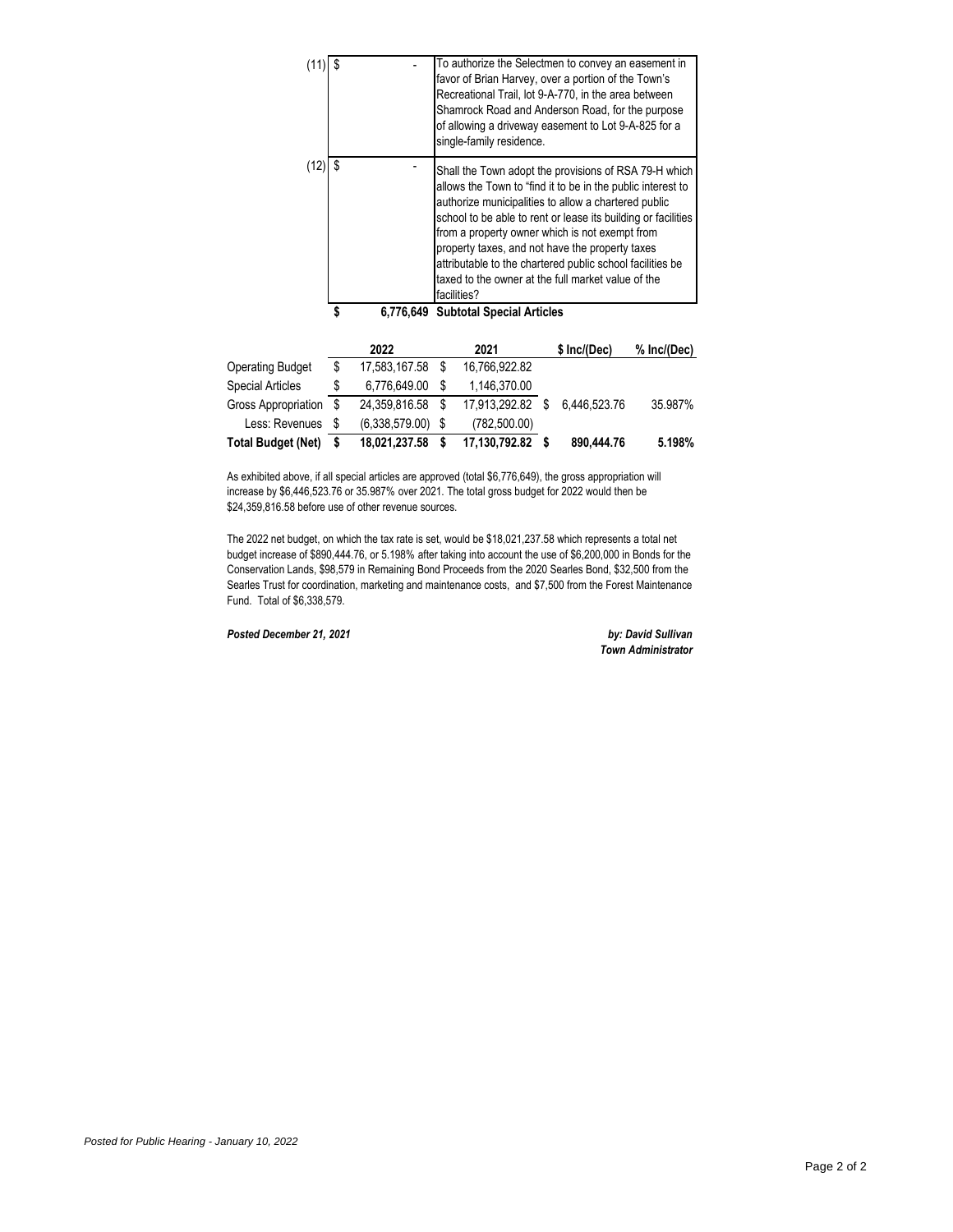| | | |
|---|---|---|
| (11) | $ - | To authorize the Selectmen to convey an easement in favor of Brian Harvey, over a portion of the Town's Recreational Trail, lot 9-A-770, in the area between Shamrock Road and Anderson Road, for the purpose of allowing a driveway easement to Lot 9-A-825 for a single-family residence. |
| (12) | $ - | Shall the Town adopt the provisions of RSA 79-H which allows the Town to "find it to be in the public interest to authorize municipalities to allow a chartered public school to be able to rent or lease its building or facilities from a property owner which is not exempt from property taxes, and not have the property taxes attributable to the chartered public school facilities be taxed to the owner at the full market value of the facilities? |
| | **$ 6,776,649** | **Subtotal Special Articles** |

| | 2022 | 2021 | $ Inc/(Dec) | % Inc/(Dec) |
|---|---|---|---|---|
| Operating Budget | $ 17,583,167.58 | $ 16,766,922.82 | | |
| Special Articles | $ 6,776,649.00 | $ 1,146,370.00 | | |
| Gross Appropriation | $ 24,359,816.58 | $ 17,913,292.82 | $ 6,446,523.76 | 35.987% |
| Less: Revenues | $ (6,338,579.00) | $ (782,500.00) | | |
| **Total Budget (Net)** | **$ 18,021,237.58** | **$ 17,130,792.82** | **$ 890,444.76** | **5.198%** |

As exhibited above, if all special articles are approved (total $6,776,649), the gross appropriation will increase by $6,446,523.76 or 35.987% over 2021. The total gross budget for 2022 would then be $24,359,816.58 before use of other revenue sources.

The 2022 net budget, on which the tax rate is set, would be $18,021,237.58 which represents a total net budget increase of $890,444.76, or 5.198% after taking into account the use of $6,200,000 in Bonds for the Conservation Lands, $98,579 in Remaining Bond Proceeds from the 2020 Searles Bond, $32,500 from the Searles Trust for coordination, marketing and maintenance costs, and $7,500 from the Forest Maintenance Fund. Total of $6,338,579.

***Posted December 21, 2021***

***by: David Sullivan***
***Town Administrator***

*Posted for Public Hearing - January 10, 2022*